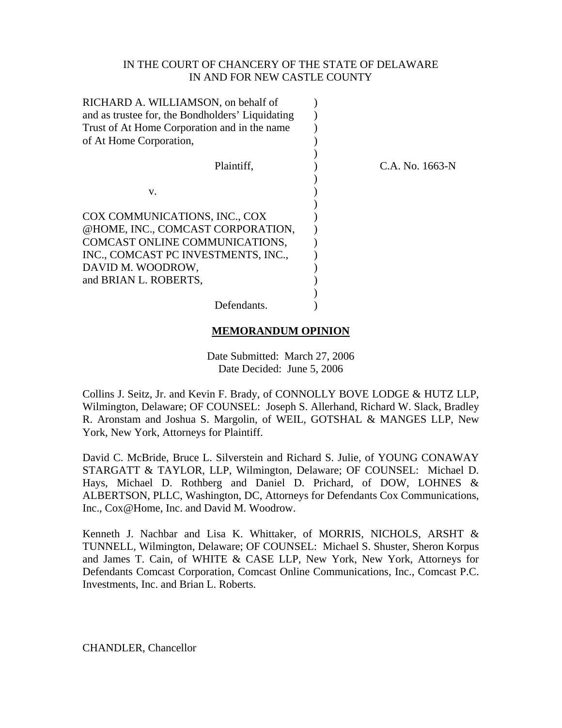IN THE COURT OF CHANCERY OF THE STATE OF DELAWARE
IN AND FOR NEW CASTLE COUNTY

RICHARD A. WILLIAMSON, on behalf of and as trustee for, the Bondholders' Liquidating Trust of At Home Corporation and in the name of At Home Corporation,

Plaintiff,

v.

COX COMMUNICATIONS, INC., COX @HOME, INC., COMCAST CORPORATION, COMCAST ONLINE COMMUNICATIONS, INC., COMCAST PC INVESTMENTS, INC., DAVID M. WOODROW, and BRIAN L. ROBERTS,

Defendants.

C.A. No. 1663-N

**MEMORANDUM OPINION**

Date Submitted: March 27, 2006
Date Decided: June 5, 2006

Collins J. Seitz, Jr. and Kevin F. Brady, of CONNOLLY BOVE LODGE & HUTZ LLP, Wilmington, Delaware; OF COUNSEL: Joseph S. Allerhand, Richard W. Slack, Bradley R. Aronstam and Joshua S. Margolin, of WEIL, GOTSHAL & MANGES LLP, New York, New York, Attorneys for Plaintiff.

David C. McBride, Bruce L. Silverstein and Richard S. Julie, of YOUNG CONAWAY STARGATT & TAYLOR, LLP, Wilmington, Delaware; OF COUNSEL: Michael D. Hays, Michael D. Rothberg and Daniel D. Prichard, of DOW, LOHNES & ALBERTSON, PLLC, Washington, DC, Attorneys for Defendants Cox Communications, Inc., Cox@Home, Inc. and David M. Woodrow.

Kenneth J. Nachbar and Lisa K. Whittaker, of MORRIS, NICHOLS, ARSHT & TUNNELL, Wilmington, Delaware; OF COUNSEL: Michael S. Shuster, Sheron Korpus and James T. Cain, of WHITE & CASE LLP, New York, New York, Attorneys for Defendants Comcast Corporation, Comcast Online Communications, Inc., Comcast P.C. Investments, Inc. and Brian L. Roberts.

CHANDLER, Chancellor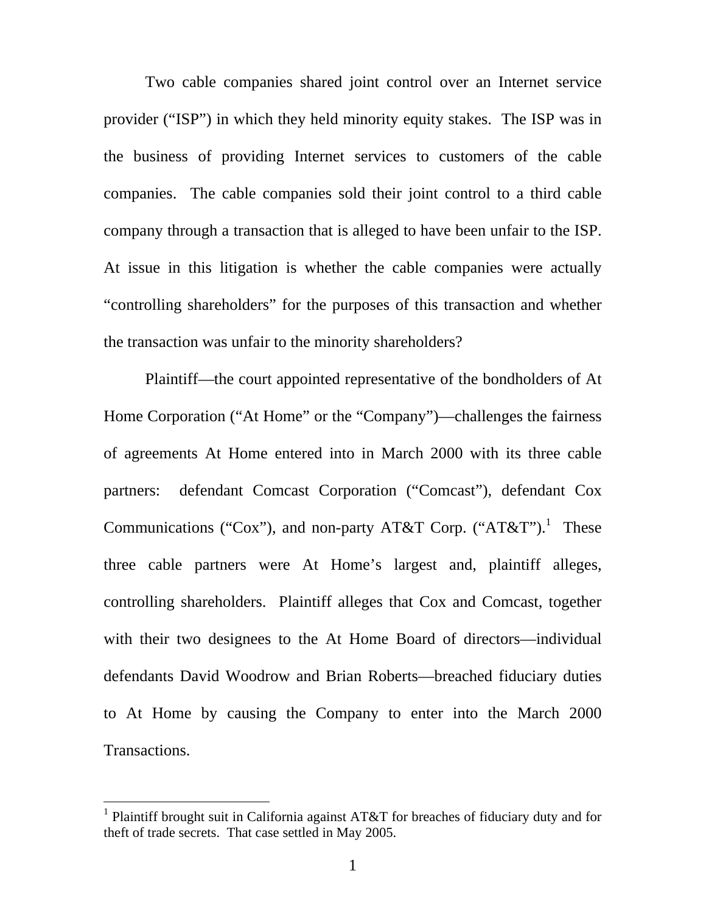Two cable companies shared joint control over an Internet service provider ("ISP") in which they held minority equity stakes. The ISP was in the business of providing Internet services to customers of the cable companies. The cable companies sold their joint control to a third cable company through a transaction that is alleged to have been unfair to the ISP. At issue in this litigation is whether the cable companies were actually "controlling shareholders" for the purposes of this transaction and whether the transaction was unfair to the minority shareholders?

Plaintiff—the court appointed representative of the bondholders of At Home Corporation ("At Home" or the "Company")—challenges the fairness of agreements At Home entered into in March 2000 with its three cable partners: defendant Comcast Corporation ("Comcast"), defendant Cox Communications ("Cox"), and non-party AT&T Corp. ("AT&T").[1] These three cable partners were At Home's largest and, plaintiff alleges, controlling shareholders. Plaintiff alleges that Cox and Comcast, together with their two designees to the At Home Board of directors—individual defendants David Woodrow and Brian Roberts—breached fiduciary duties to At Home by causing the Company to enter into the March 2000 Transactions.

---

[1] Plaintiff brought suit in California against AT&T for breaches of fiduciary duty and for theft of trade secrets. That case settled in May 2005.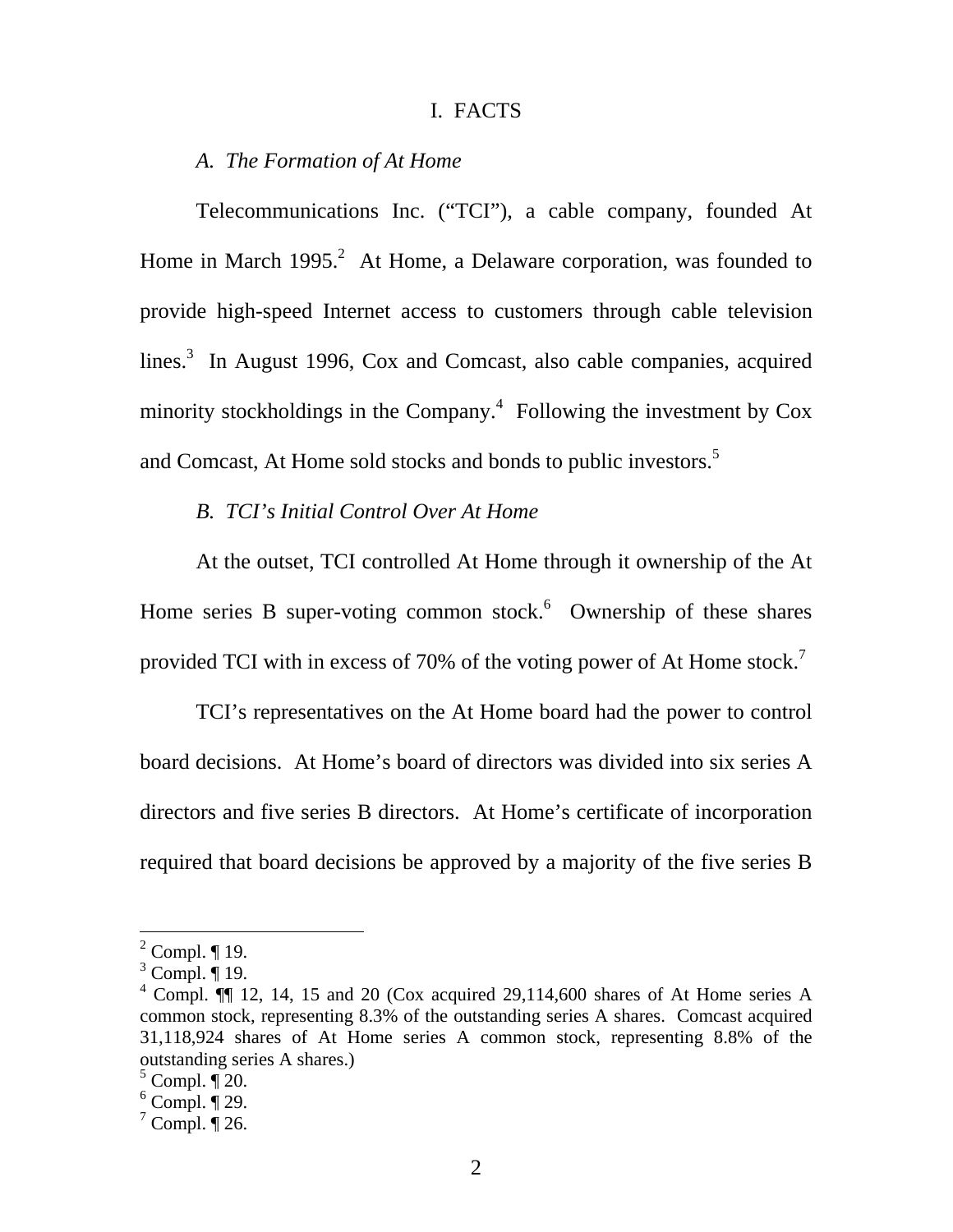# I. FACTS

## *A. The Formation of At Home*

Telecommunications Inc. ("TCI"), a cable company, founded At Home in March 1995.[2] At Home, a Delaware corporation, was founded to provide high-speed Internet access to customers through cable television lines.[3] In August 1996, Cox and Comcast, also cable companies, acquired minority stockholdings in the Company.[4] Following the investment by Cox and Comcast, At Home sold stocks and bonds to public investors.[5]

## *B. TCI's Initial Control Over At Home*

At the outset, TCI controlled At Home through it ownership of the At Home series B super-voting common stock.[6] Ownership of these shares provided TCI with in excess of 70% of the voting power of At Home stock.[7]

TCI's representatives on the At Home board had the power to control board decisions. At Home's board of directors was divided into six series A directors and five series B directors. At Home's certificate of incorporation required that board decisions be approved by a majority of the five series B

---

[2] Compl. ¶ 19.

[3] Compl. ¶ 19.

[4] Compl. ¶¶ 12, 14, 15 and 20 (Cox acquired 29,114,600 shares of At Home series A common stock, representing 8.3% of the outstanding series A shares. Comcast acquired 31,118,924 shares of At Home series A common stock, representing 8.8% of the outstanding series A shares.)

[5] Compl. ¶ 20.

[6] Compl. ¶ 29.

[7] Compl. ¶ 26.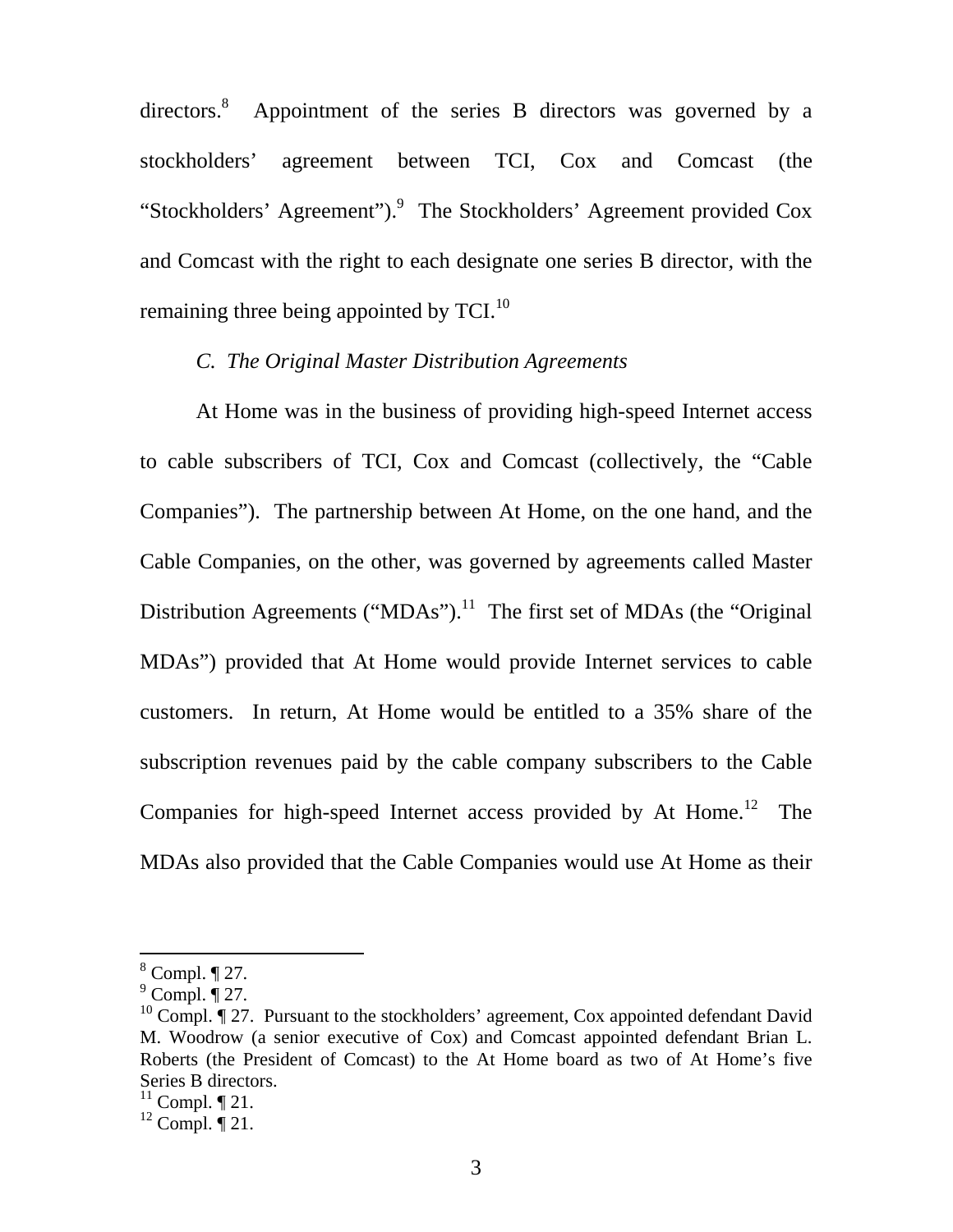directors.[8] Appointment of the series B directors was governed by a stockholders' agreement between TCI, Cox and Comcast (the "Stockholders' Agreement").[9] The Stockholders' Agreement provided Cox and Comcast with the right to each designate one series B director, with the remaining three being appointed by TCI.[10]

*C. The Original Master Distribution Agreements*

At Home was in the business of providing high-speed Internet access to cable subscribers of TCI, Cox and Comcast (collectively, the "Cable Companies"). The partnership between At Home, on the one hand, and the Cable Companies, on the other, was governed by agreements called Master Distribution Agreements ("MDAs").[11] The first set of MDAs (the "Original MDAs") provided that At Home would provide Internet services to cable customers. In return, At Home would be entitled to a 35% share of the subscription revenues paid by the cable company subscribers to the Cable Companies for high-speed Internet access provided by At Home.[12] The MDAs also provided that the Cable Companies would use At Home as their

---

[8] Compl. ¶ 27.

[9] Compl. ¶ 27.

[10] Compl. ¶ 27. Pursuant to the stockholders' agreement, Cox appointed defendant David M. Woodrow (a senior executive of Cox) and Comcast appointed defendant Brian L. Roberts (the President of Comcast) to the At Home board as two of At Home's five Series B directors.

[11] Compl. ¶ 21.

[12] Compl. ¶ 21.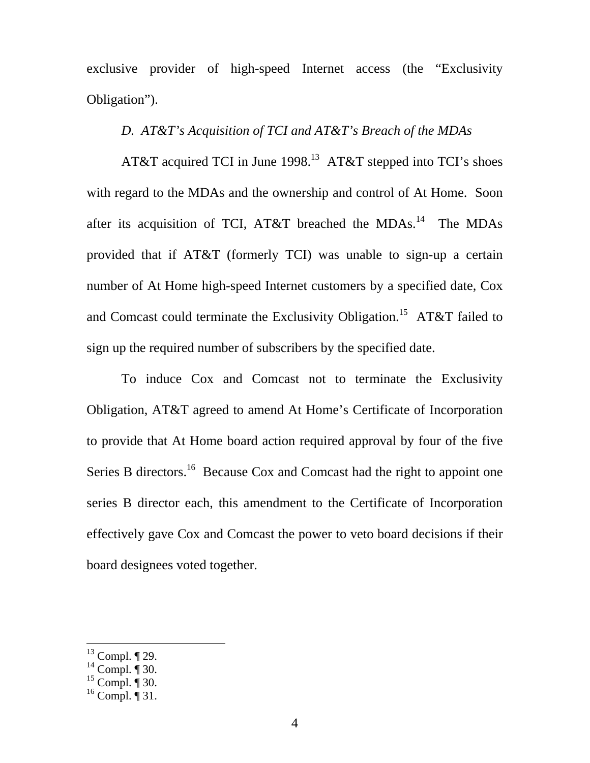exclusive provider of high-speed Internet access (the "Exclusivity Obligation").

*D. AT&T's Acquisition of TCI and AT&T's Breach of the MDAs*

AT&T acquired TCI in June 1998.[13] AT&T stepped into TCI's shoes with regard to the MDAs and the ownership and control of At Home. Soon after its acquisition of TCI, AT&T breached the MDAs.[14] The MDAs provided that if AT&T (formerly TCI) was unable to sign-up a certain number of At Home high-speed Internet customers by a specified date, Cox and Comcast could terminate the Exclusivity Obligation.[15] AT&T failed to sign up the required number of subscribers by the specified date.

To induce Cox and Comcast not to terminate the Exclusivity Obligation, AT&T agreed to amend At Home's Certificate of Incorporation to provide that At Home board action required approval by four of the five Series B directors.[16] Because Cox and Comcast had the right to appoint one series B director each, this amendment to the Certificate of Incorporation effectively gave Cox and Comcast the power to veto board decisions if their board designees voted together.

---

[13] Compl. ¶ 29.
[14] Compl. ¶ 30.
[15] Compl. ¶ 30.
[16] Compl. ¶ 31.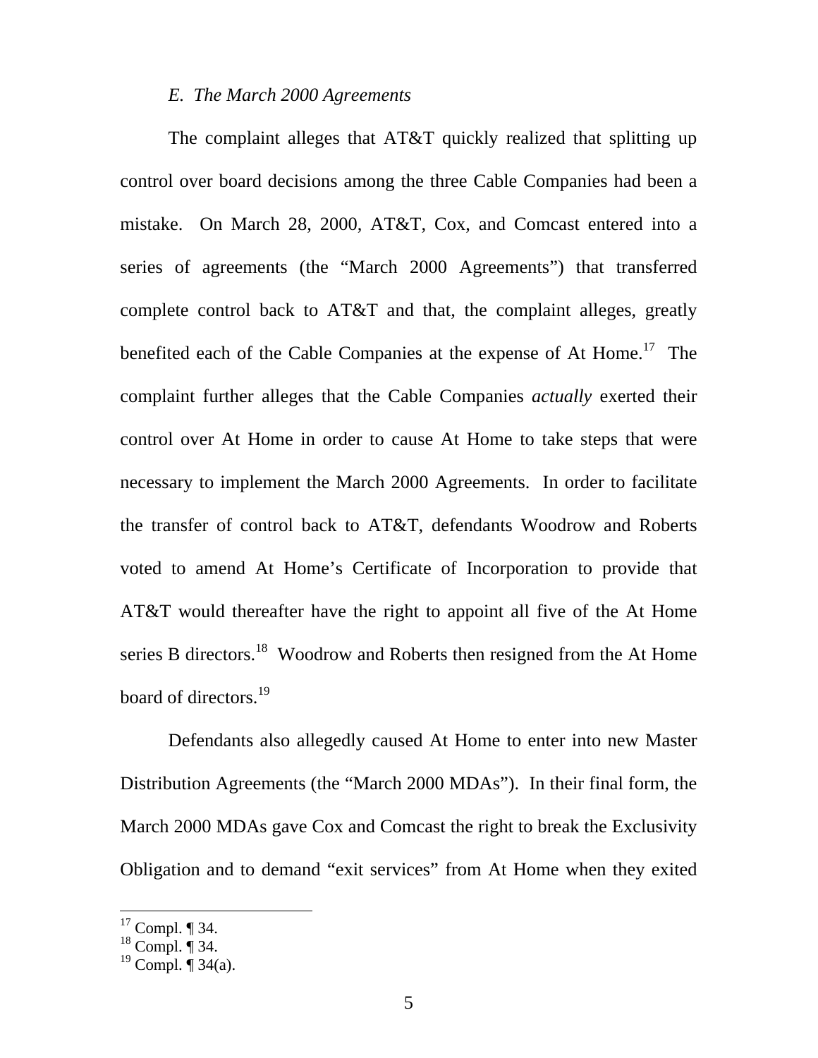### *E. The March 2000 Agreements*

The complaint alleges that AT&T quickly realized that splitting up control over board decisions among the three Cable Companies had been a mistake. On March 28, 2000, AT&T, Cox, and Comcast entered into a series of agreements (the "March 2000 Agreements") that transferred complete control back to AT&T and that, the complaint alleges, greatly benefited each of the Cable Companies at the expense of At Home.[17] The complaint further alleges that the Cable Companies *actually* exerted their control over At Home in order to cause At Home to take steps that were necessary to implement the March 2000 Agreements. In order to facilitate the transfer of control back to AT&T, defendants Woodrow and Roberts voted to amend At Home's Certificate of Incorporation to provide that AT&T would thereafter have the right to appoint all five of the At Home series B directors.[18] Woodrow and Roberts then resigned from the At Home board of directors.[19]

Defendants also allegedly caused At Home to enter into new Master Distribution Agreements (the "March 2000 MDAs"). In their final form, the March 2000 MDAs gave Cox and Comcast the right to break the Exclusivity Obligation and to demand "exit services" from At Home when they exited

---

[17] Compl. ¶ 34.
[18] Compl. ¶ 34.
[19] Compl. ¶ 34(a).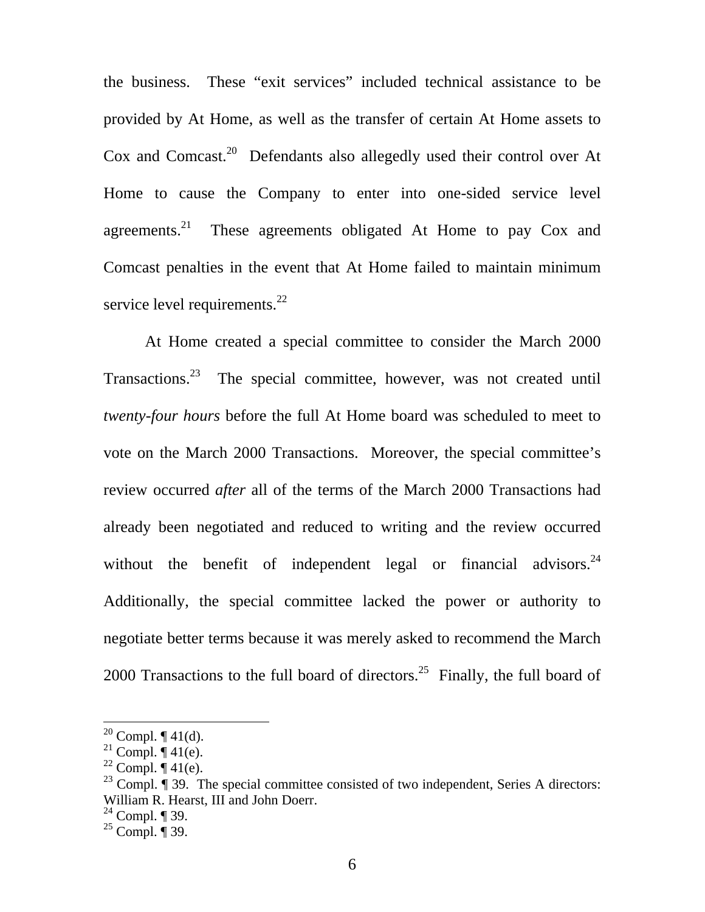the business. These "exit services" included technical assistance to be provided by At Home, as well as the transfer of certain At Home assets to Cox and Comcast.[20] Defendants also allegedly used their control over At Home to cause the Company to enter into one-sided service level agreements.[21] These agreements obligated At Home to pay Cox and Comcast penalties in the event that At Home failed to maintain minimum service level requirements.[22]

At Home created a special committee to consider the March 2000 Transactions.[23] The special committee, however, was not created until *twenty-four hours* before the full At Home board was scheduled to meet to vote on the March 2000 Transactions. Moreover, the special committee's review occurred *after* all of the terms of the March 2000 Transactions had already been negotiated and reduced to writing and the review occurred without the benefit of independent legal or financial advisors.[24] Additionally, the special committee lacked the power or authority to negotiate better terms because it was merely asked to recommend the March 2000 Transactions to the full board of directors.[25] Finally, the full board of

---

[20] Compl. ¶ 41(d).
[21] Compl. ¶ 41(e).
[22] Compl. ¶ 41(e).
[23] Compl. ¶ 39. The special committee consisted of two independent, Series A directors: William R. Hearst, III and John Doerr.
[24] Compl. ¶ 39.
[25] Compl. ¶ 39.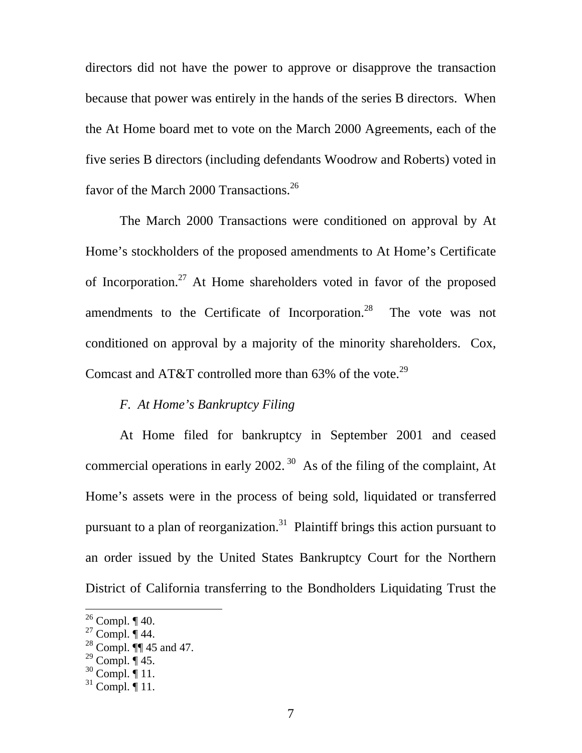directors did not have the power to approve or disapprove the transaction because that power was entirely in the hands of the series B directors. When the At Home board met to vote on the March 2000 Agreements, each of the five series B directors (including defendants Woodrow and Roberts) voted in favor of the March 2000 Transactions.[26]

The March 2000 Transactions were conditioned on approval by At Home's stockholders of the proposed amendments to At Home's Certificate of Incorporation.[27] At Home shareholders voted in favor of the proposed amendments to the Certificate of Incorporation.[28] The vote was not conditioned on approval by a majority of the minority shareholders. Cox, Comcast and AT&T controlled more than 63% of the vote.[29]

*F. At Home's Bankruptcy Filing*

At Home filed for bankruptcy in September 2001 and ceased commercial operations in early 2002.[30] As of the filing of the complaint, At Home's assets were in the process of being sold, liquidated or transferred pursuant to a plan of reorganization.[31] Plaintiff brings this action pursuant to an order issued by the United States Bankruptcy Court for the Northern District of California transferring to the Bondholders Liquidating Trust the

---

[26] Compl. ¶ 40.
[27] Compl. ¶ 44.
[28] Compl. ¶¶ 45 and 47.
[29] Compl. ¶ 45.
[30] Compl. ¶ 11.
[31] Compl. ¶ 11.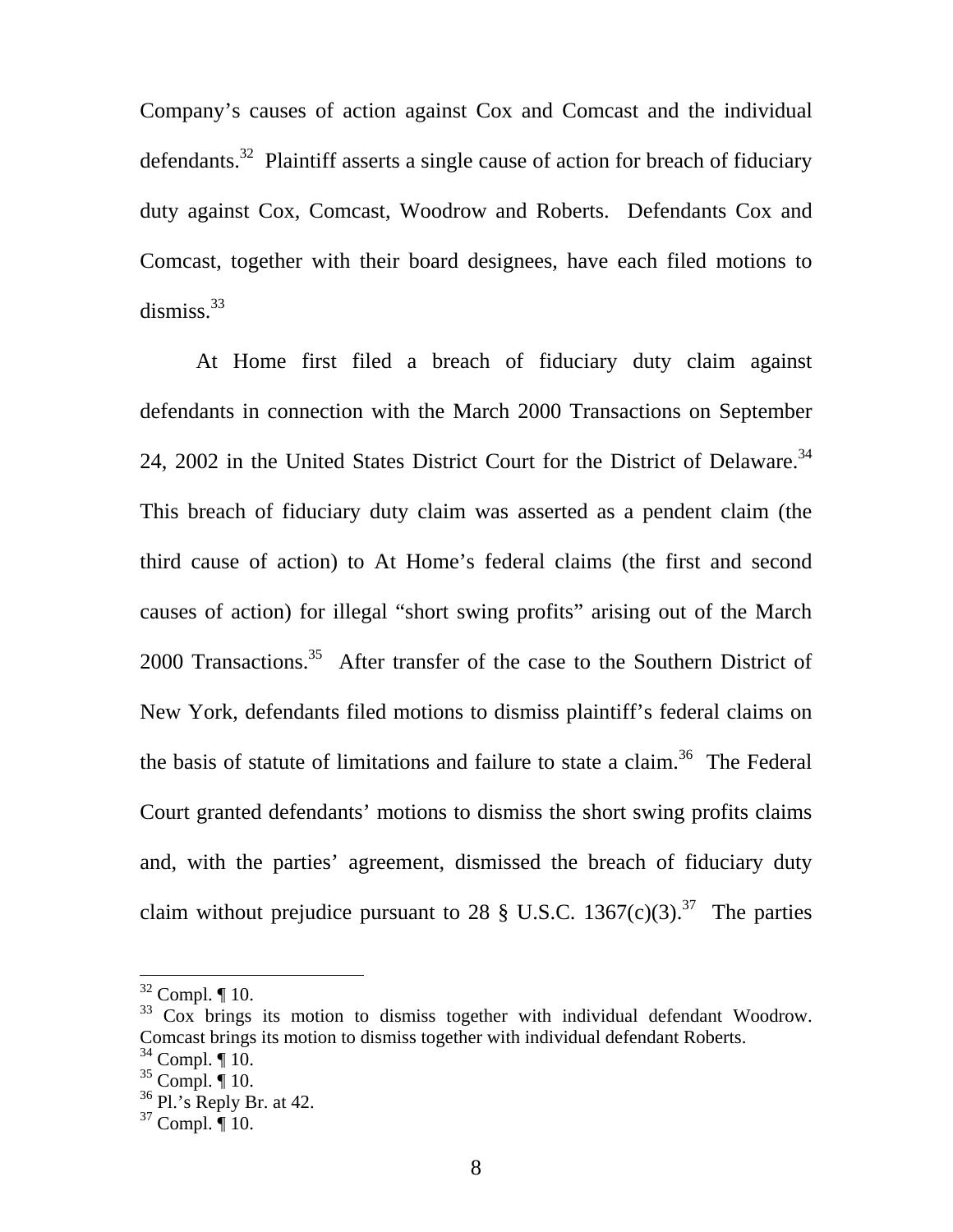Company's causes of action against Cox and Comcast and the individual defendants.[32] Plaintiff asserts a single cause of action for breach of fiduciary duty against Cox, Comcast, Woodrow and Roberts. Defendants Cox and Comcast, together with their board designees, have each filed motions to dismiss.[33]

At Home first filed a breach of fiduciary duty claim against defendants in connection with the March 2000 Transactions on September 24, 2002 in the United States District Court for the District of Delaware.[34] This breach of fiduciary duty claim was asserted as a pendent claim (the third cause of action) to At Home's federal claims (the first and second causes of action) for illegal "short swing profits" arising out of the March 2000 Transactions.[35] After transfer of the case to the Southern District of New York, defendants filed motions to dismiss plaintiff's federal claims on the basis of statute of limitations and failure to state a claim.[36] The Federal Court granted defendants' motions to dismiss the short swing profits claims and, with the parties' agreement, dismissed the breach of fiduciary duty claim without prejudice pursuant to 28 § U.S.C. 1367(c)(3).[37] The parties

---

[32] Compl. ¶ 10.

[33] Cox brings its motion to dismiss together with individual defendant Woodrow. Comcast brings its motion to dismiss together with individual defendant Roberts.

[34] Compl. ¶ 10.

[35] Compl. ¶ 10.

[36] Pl.'s Reply Br. at 42.

[37] Compl. ¶ 10.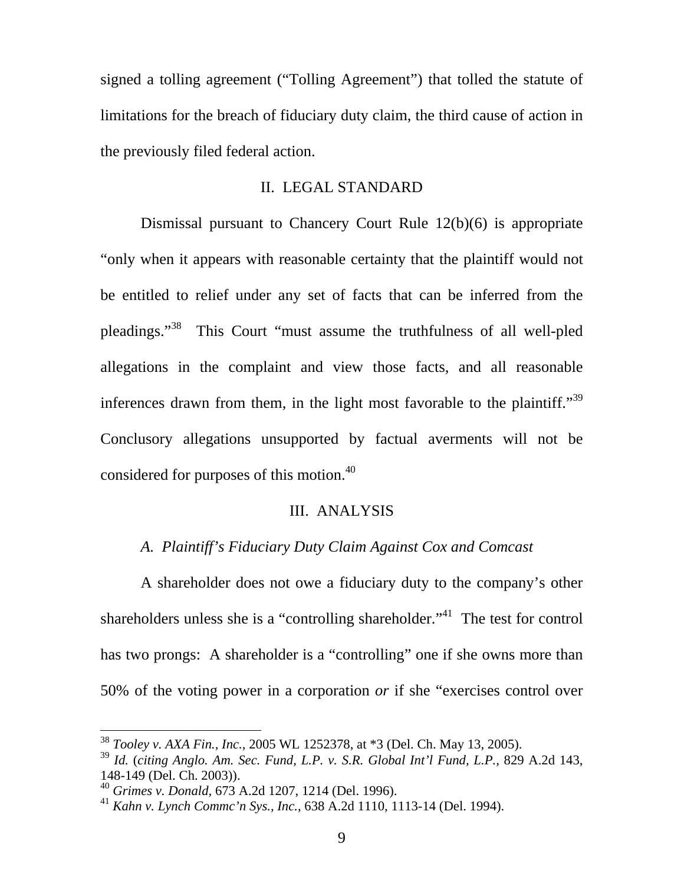signed a tolling agreement ("Tolling Agreement") that tolled the statute of limitations for the breach of fiduciary duty claim, the third cause of action in the previously filed federal action.

## II. LEGAL STANDARD

Dismissal pursuant to Chancery Court Rule 12(b)(6) is appropriate "only when it appears with reasonable certainty that the plaintiff would not be entitled to relief under any set of facts that can be inferred from the pleadings."[38] This Court "must assume the truthfulness of all well-pled allegations in the complaint and view those facts, and all reasonable inferences drawn from them, in the light most favorable to the plaintiff."[39] Conclusory allegations unsupported by factual averments will not be considered for purposes of this motion.[40]

## III. ANALYSIS

### *A. Plaintiff's Fiduciary Duty Claim Against Cox and Comcast*

A shareholder does not owe a fiduciary duty to the company's other shareholders unless she is a "controlling shareholder."[41] The test for control has two prongs: A shareholder is a "controlling" one if she owns more than 50% of the voting power in a corporation *or* if she "exercises control over

---

[38] *Tooley v. AXA Fin., Inc.*, 2005 WL 1252378, at *3 (Del. Ch. May 13, 2005).

[39] *Id.* (*citing Anglo. Am. Sec. Fund, L.P. v. S.R. Global Int'l Fund, L.P.*, 829 A.2d 143, 148-149 (Del. Ch. 2003)).

[40] *Grimes v. Donald*, 673 A.2d 1207, 1214 (Del. 1996).

[41] *Kahn v. Lynch Commc'n Sys., Inc.*, 638 A.2d 1110, 1113-14 (Del. 1994).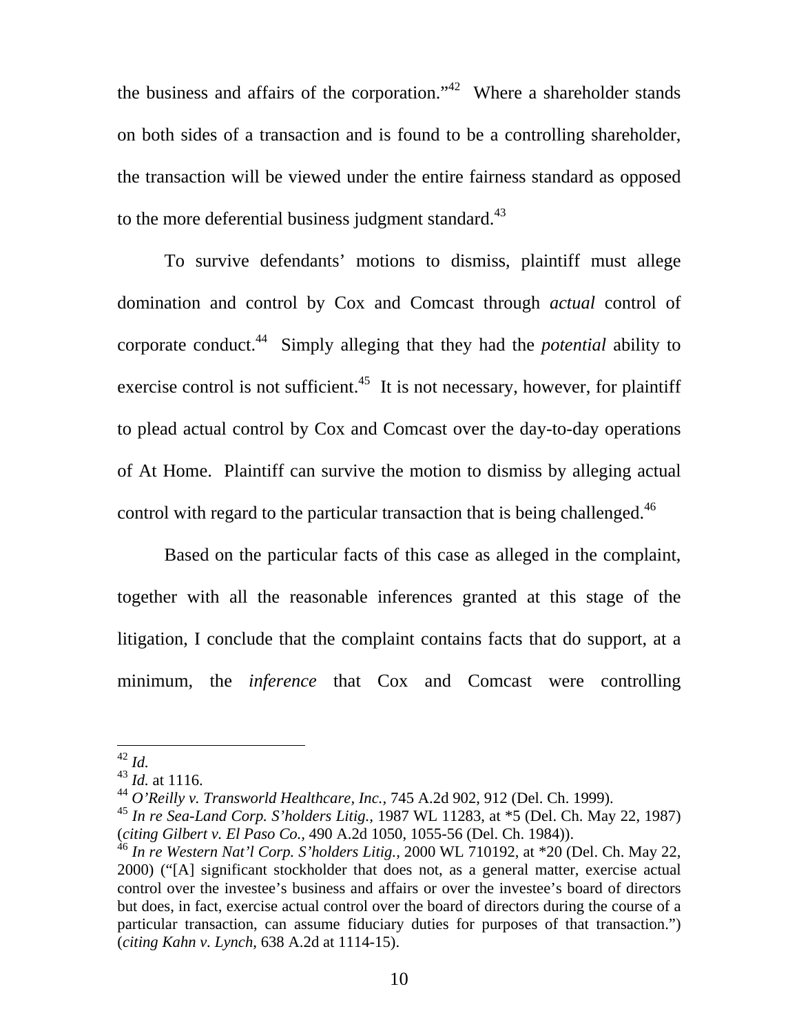the business and affairs of the corporation."[42] Where a shareholder stands on both sides of a transaction and is found to be a controlling shareholder, the transaction will be viewed under the entire fairness standard as opposed to the more deferential business judgment standard.[43]

To survive defendants' motions to dismiss, plaintiff must allege domination and control by Cox and Comcast through *actual* control of corporate conduct.[44] Simply alleging that they had the *potential* ability to exercise control is not sufficient.[45] It is not necessary, however, for plaintiff to plead actual control by Cox and Comcast over the day-to-day operations of At Home. Plaintiff can survive the motion to dismiss by alleging actual control with regard to the particular transaction that is being challenged.[46]

Based on the particular facts of this case as alleged in the complaint, together with all the reasonable inferences granted at this stage of the litigation, I conclude that the complaint contains facts that do support, at a minimum, the *inference* that Cox and Comcast were controlling

---

[42] *Id.*

[43] *Id.* at 1116.

[44] *O'Reilly v. Transworld Healthcare, Inc.*, 745 A.2d 902, 912 (Del. Ch. 1999).

[45] *In re Sea-Land Corp. S'holders Litig.*, 1987 WL 11283, at *5 (Del. Ch. May 22, 1987) (*citing Gilbert v. El Paso Co.*, 490 A.2d 1050, 1055-56 (Del. Ch. 1984)).

[46] *In re Western Nat'l Corp. S'holders Litig.*, 2000 WL 710192, at *20 (Del. Ch. May 22, 2000) ("[A] significant stockholder that does not, as a general matter, exercise actual control over the investee's business and affairs or over the investee's board of directors but does, in fact, exercise actual control over the board of directors during the course of a particular transaction, can assume fiduciary duties for purposes of that transaction.") (*citing Kahn v. Lynch*, 638 A.2d at 1114-15).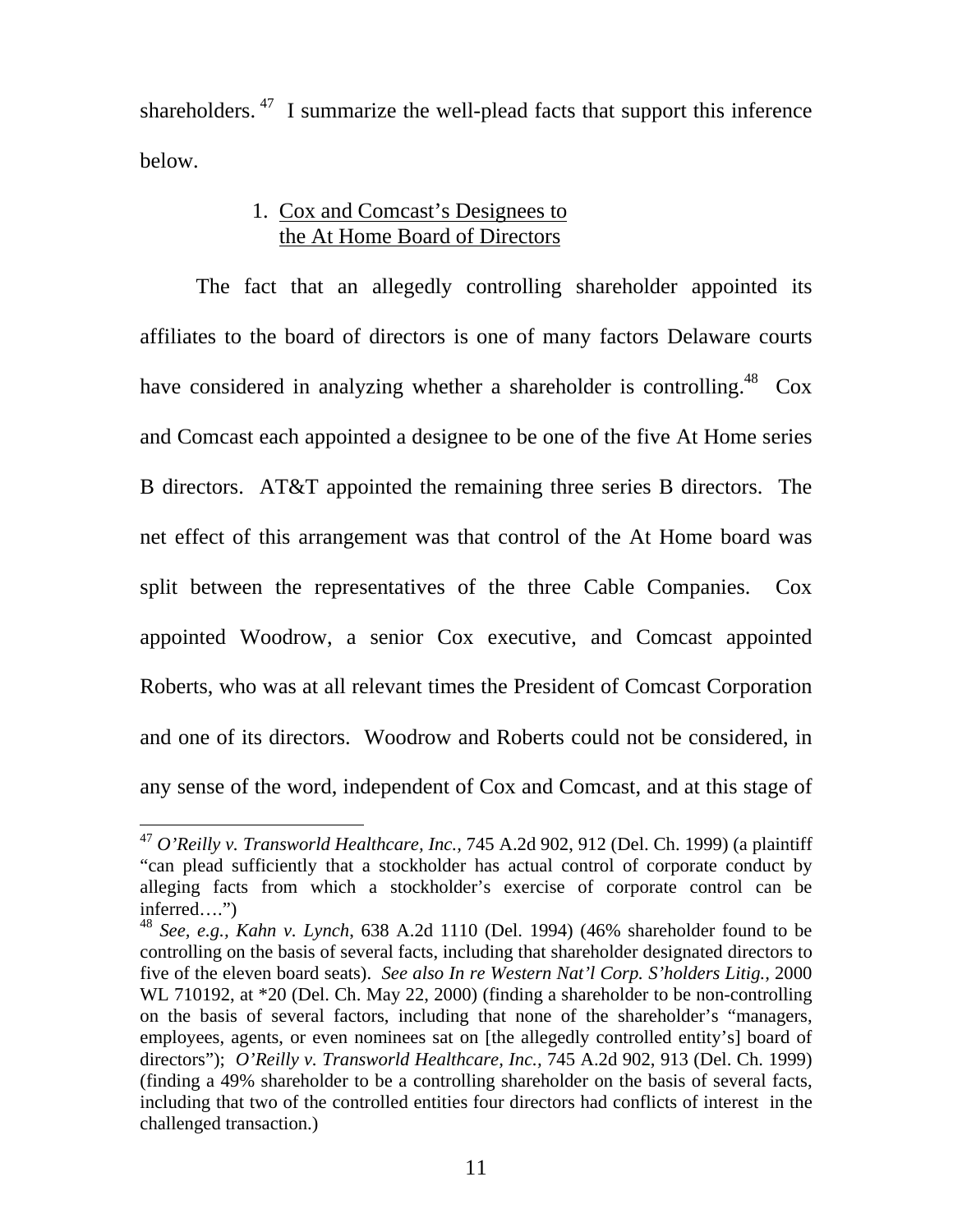shareholders.[47] I summarize the well-plead facts that support this inference below.

1. Cox and Comcast's Designees to the At Home Board of Directors

The fact that an allegedly controlling shareholder appointed its affiliates to the board of directors is one of many factors Delaware courts have considered in analyzing whether a shareholder is controlling.[48] Cox and Comcast each appointed a designee to be one of the five At Home series B directors. AT&T appointed the remaining three series B directors. The net effect of this arrangement was that control of the At Home board was split between the representatives of the three Cable Companies. Cox appointed Woodrow, a senior Cox executive, and Comcast appointed Roberts, who was at all relevant times the President of Comcast Corporation and one of its directors. Woodrow and Roberts could not be considered, in any sense of the word, independent of Cox and Comcast, and at this stage of

---

[47] *O'Reilly v. Transworld Healthcare, Inc.*, 745 A.2d 902, 912 (Del. Ch. 1999) (a plaintiff "can plead sufficiently that a stockholder has actual control of corporate conduct by alleging facts from which a stockholder's exercise of corporate control can be inferred….")

[48] *See, e.g., Kahn v. Lynch*, 638 A.2d 1110 (Del. 1994) (46% shareholder found to be controlling on the basis of several facts, including that shareholder designated directors to five of the eleven board seats). *See also In re Western Nat'l Corp. S'holders Litig.*, 2000 WL 710192, at *20 (Del. Ch. May 22, 2000) (finding a shareholder to be non-controlling on the basis of several factors, including that none of the shareholder's "managers, employees, agents, or even nominees sat on [the allegedly controlled entity's] board of directors"); *O'Reilly v. Transworld Healthcare, Inc.*, 745 A.2d 902, 913 (Del. Ch. 1999) (finding a 49% shareholder to be a controlling shareholder on the basis of several facts, including that two of the controlled entities four directors had conflicts of interest in the challenged transaction.)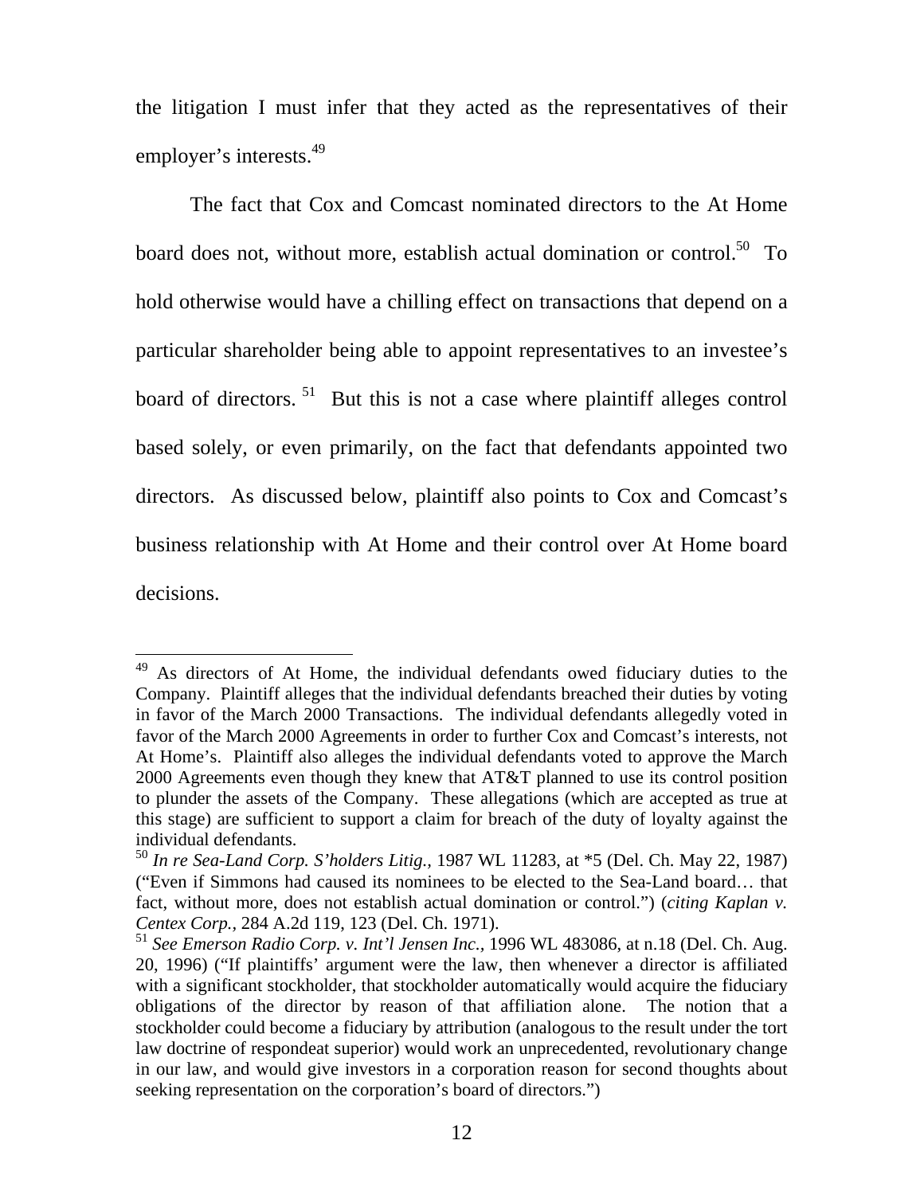the litigation I must infer that they acted as the representatives of their employer's interests.[49]

The fact that Cox and Comcast nominated directors to the At Home board does not, without more, establish actual domination or control.[50] To hold otherwise would have a chilling effect on transactions that depend on a particular shareholder being able to appoint representatives to an investee's board of directors.[51] But this is not a case where plaintiff alleges control based solely, or even primarily, on the fact that defendants appointed two directors. As discussed below, plaintiff also points to Cox and Comcast's business relationship with At Home and their control over At Home board decisions.

---

[49] As directors of At Home, the individual defendants owed fiduciary duties to the Company. Plaintiff alleges that the individual defendants breached their duties by voting in favor of the March 2000 Transactions. The individual defendants allegedly voted in favor of the March 2000 Agreements in order to further Cox and Comcast's interests, not At Home's. Plaintiff also alleges the individual defendants voted to approve the March 2000 Agreements even though they knew that AT&T planned to use its control position to plunder the assets of the Company. These allegations (which are accepted as true at this stage) are sufficient to support a claim for breach of the duty of loyalty against the individual defendants.

[50] *In re Sea-Land Corp. S'holders Litig.*, 1987 WL 11283, at *5 (Del. Ch. May 22, 1987) ("Even if Simmons had caused its nominees to be elected to the Sea-Land board… that fact, without more, does not establish actual domination or control.") (*citing Kaplan v. Centex Corp.*, 284 A.2d 119, 123 (Del. Ch. 1971).

[51] *See Emerson Radio Corp. v. Int'l Jensen Inc.*, 1996 WL 483086, at n.18 (Del. Ch. Aug. 20, 1996) ("If plaintiffs' argument were the law, then whenever a director is affiliated with a significant stockholder, that stockholder automatically would acquire the fiduciary obligations of the director by reason of that affiliation alone. The notion that a stockholder could become a fiduciary by attribution (analogous to the result under the tort law doctrine of respondeat superior) would work an unprecedented, revolutionary change in our law, and would give investors in a corporation reason for second thoughts about seeking representation on the corporation's board of directors.")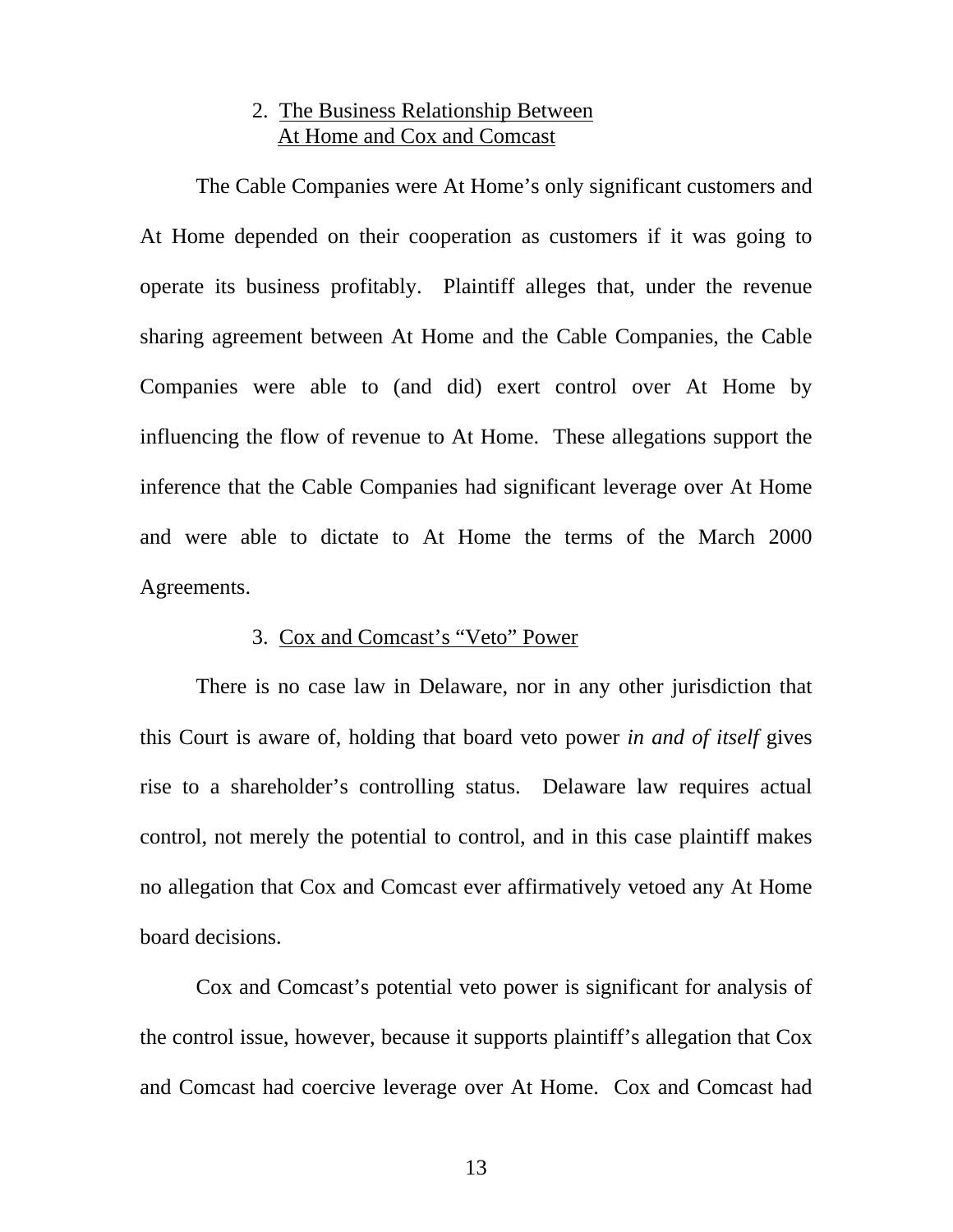### 2. The Business Relationship Between At Home and Cox and Comcast

The Cable Companies were At Home's only significant customers and At Home depended on their cooperation as customers if it was going to operate its business profitably. Plaintiff alleges that, under the revenue sharing agreement between At Home and the Cable Companies, the Cable Companies were able to (and did) exert control over At Home by influencing the flow of revenue to At Home. These allegations support the inference that the Cable Companies had significant leverage over At Home and were able to dictate to At Home the terms of the March 2000 Agreements.

### 3. Cox and Comcast's "Veto" Power

There is no case law in Delaware, nor in any other jurisdiction that this Court is aware of, holding that board veto power *in and of itself* gives rise to a shareholder's controlling status. Delaware law requires actual control, not merely the potential to control, and in this case plaintiff makes no allegation that Cox and Comcast ever affirmatively vetoed any At Home board decisions.

Cox and Comcast's potential veto power is significant for analysis of the control issue, however, because it supports plaintiff's allegation that Cox and Comcast had coercive leverage over At Home. Cox and Comcast had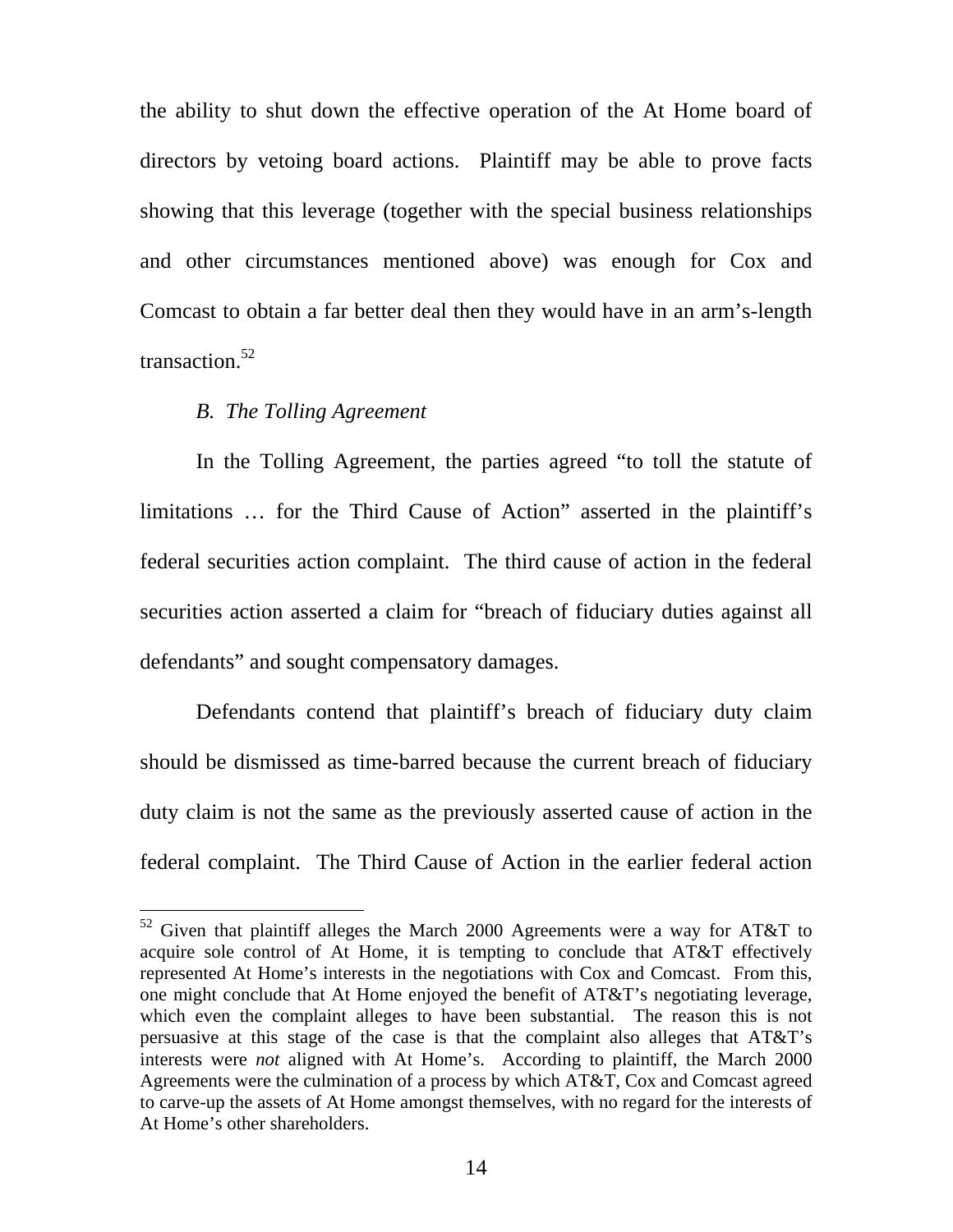the ability to shut down the effective operation of the At Home board of directors by vetoing board actions. Plaintiff may be able to prove facts showing that this leverage (together with the special business relationships and other circumstances mentioned above) was enough for Cox and Comcast to obtain a far better deal then they would have in an arm's-length transaction.[52]

*B. The Tolling Agreement*

In the Tolling Agreement, the parties agreed "to toll the statute of limitations … for the Third Cause of Action" asserted in the plaintiff's federal securities action complaint. The third cause of action in the federal securities action asserted a claim for "breach of fiduciary duties against all defendants" and sought compensatory damages.

Defendants contend that plaintiff's breach of fiduciary duty claim should be dismissed as time-barred because the current breach of fiduciary duty claim is not the same as the previously asserted cause of action in the federal complaint. The Third Cause of Action in the earlier federal action

---

[52] Given that plaintiff alleges the March 2000 Agreements were a way for AT&T to acquire sole control of At Home, it is tempting to conclude that AT&T effectively represented At Home's interests in the negotiations with Cox and Comcast. From this, one might conclude that At Home enjoyed the benefit of AT&T's negotiating leverage, which even the complaint alleges to have been substantial. The reason this is not persuasive at this stage of the case is that the complaint also alleges that AT&T's interests were *not* aligned with At Home's. According to plaintiff, the March 2000 Agreements were the culmination of a process by which AT&T, Cox and Comcast agreed to carve-up the assets of At Home amongst themselves, with no regard for the interests of At Home's other shareholders.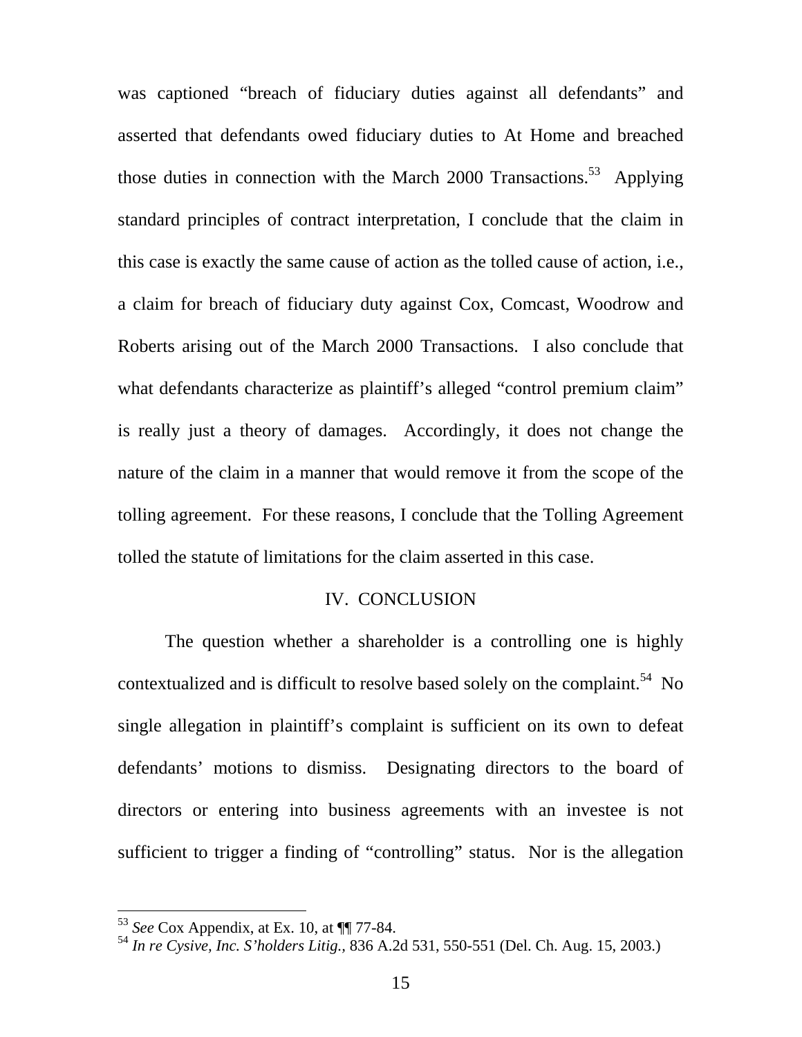was captioned "breach of fiduciary duties against all defendants" and asserted that defendants owed fiduciary duties to At Home and breached those duties in connection with the March 2000 Transactions.[53] Applying standard principles of contract interpretation, I conclude that the claim in this case is exactly the same cause of action as the tolled cause of action, i.e., a claim for breach of fiduciary duty against Cox, Comcast, Woodrow and Roberts arising out of the March 2000 Transactions. I also conclude that what defendants characterize as plaintiff's alleged "control premium claim" is really just a theory of damages. Accordingly, it does not change the nature of the claim in a manner that would remove it from the scope of the tolling agreement. For these reasons, I conclude that the Tolling Agreement tolled the statute of limitations for the claim asserted in this case.

## IV. CONCLUSION

The question whether a shareholder is a controlling one is highly contextualized and is difficult to resolve based solely on the complaint.[54] No single allegation in plaintiff's complaint is sufficient on its own to defeat defendants' motions to dismiss. Designating directors to the board of directors or entering into business agreements with an investee is not sufficient to trigger a finding of "controlling" status. Nor is the allegation

---

[53] *See* Cox Appendix, at Ex. 10, at ¶¶ 77-84.

[54] *In re Cysive, Inc. S'holders Litig.*, 836 A.2d 531, 550-551 (Del. Ch. Aug. 15, 2003.)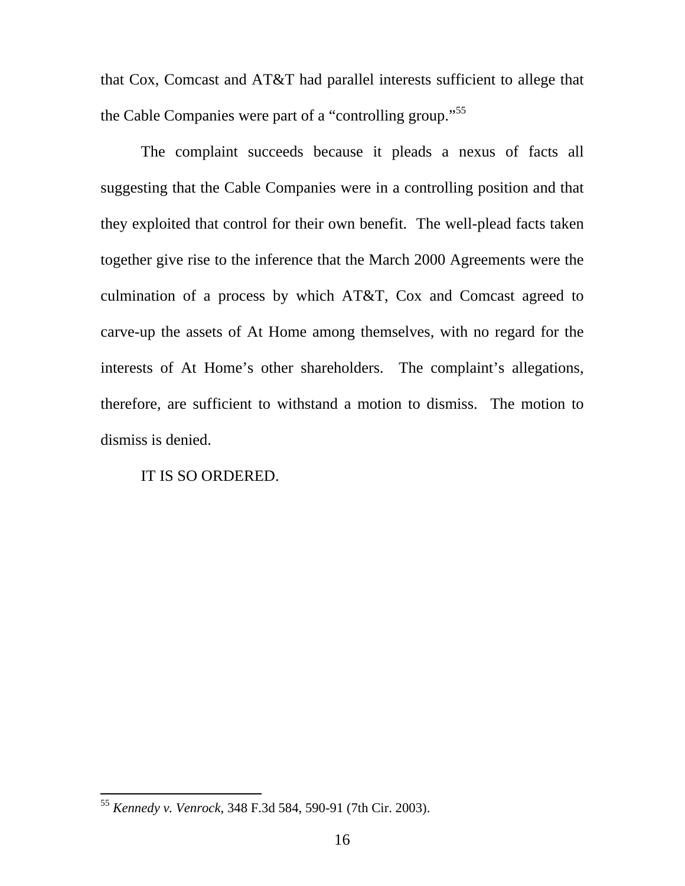that Cox, Comcast and AT&T had parallel interests sufficient to allege that the Cable Companies were part of a "controlling group."[55]

The complaint succeeds because it pleads a nexus of facts all suggesting that the Cable Companies were in a controlling position and that they exploited that control for their own benefit. The well-plead facts taken together give rise to the inference that the March 2000 Agreements were the culmination of a process by which AT&T, Cox and Comcast agreed to carve-up the assets of At Home among themselves, with no regard for the interests of At Home's other shareholders. The complaint's allegations, therefore, are sufficient to withstand a motion to dismiss. The motion to dismiss is denied.

IT IS SO ORDERED.

---

[55] *Kennedy v. Venrock*, 348 F.3d 584, 590-91 (7th Cir. 2003).